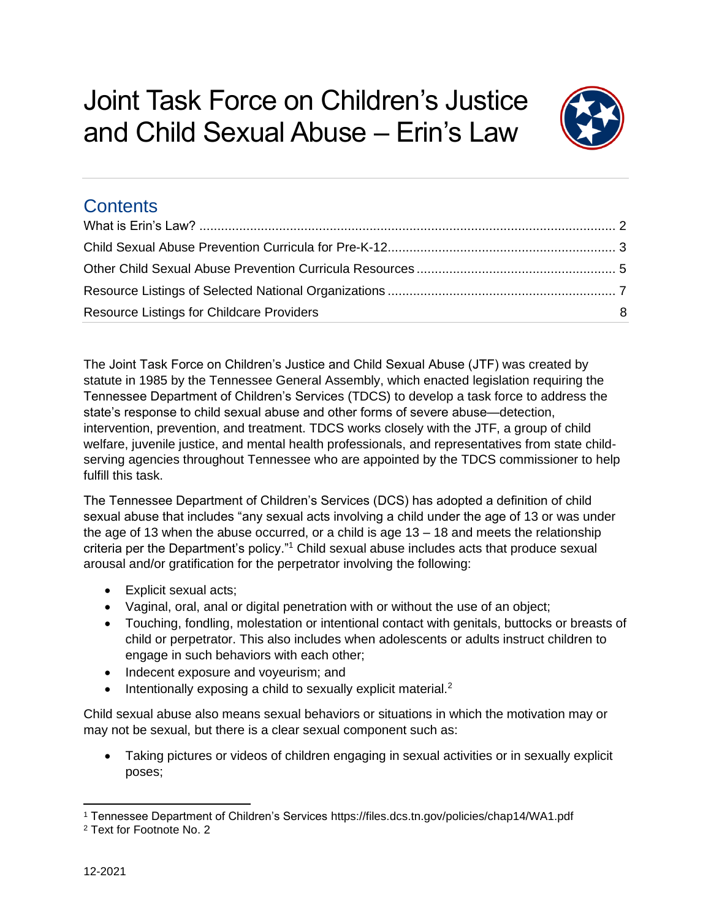# Joint Task Force on Children's Justice and Child Sexual Abuse – Erin's Law

## Contents

What is Erin's Law? .......... 2
Child Sexual Abuse Prevention Curricula for Pre-K-12 .......... 3
Other Child Sexual Abuse Prevention Curricula Resources .......... 5
Resource Listings of Selected National Organizations .......... 7
Resource Listings for Childcare Providers .......... 8

The Joint Task Force on Children's Justice and Child Sexual Abuse (JTF) was created by statute in 1985 by the Tennessee General Assembly, which enacted legislation requiring the Tennessee Department of Children's Services (TDCS) to develop a task force to address the state's response to child sexual abuse and other forms of severe abuse—detection, intervention, prevention, and treatment. TDCS works closely with the JTF, a group of child welfare, juvenile justice, and mental health professionals, and representatives from state child-serving agencies throughout Tennessee who are appointed by the TDCS commissioner to help fulfill this task.

The Tennessee Department of Children's Services (DCS) has adopted a definition of child sexual abuse that includes "any sexual acts involving a child under the age of 13 or was under the age of 13 when the abuse occurred, or a child is age 13 – 18 and meets the relationship criteria per the Department's policy."[1] Child sexual abuse includes acts that produce sexual arousal and/or gratification for the perpetrator involving the following:

- Explicit sexual acts;
- Vaginal, oral, anal or digital penetration with or without the use of an object;
- Touching, fondling, molestation or intentional contact with genitals, buttocks or breasts of child or perpetrator. This also includes when adolescents or adults instruct children to engage in such behaviors with each other;
- Indecent exposure and voyeurism; and
- Intentionally exposing a child to sexually explicit material.[2]

Child sexual abuse also means sexual behaviors or situations in which the motivation may or may not be sexual, but there is a clear sexual component such as:

- Taking pictures or videos of children engaging in sexual activities or in sexually explicit poses;

---

[1] Tennessee Department of Children's Services https://files.dcs.tn.gov/policies/chap14/WA1.pdf

[2] Text for Footnote No. 2

12-2021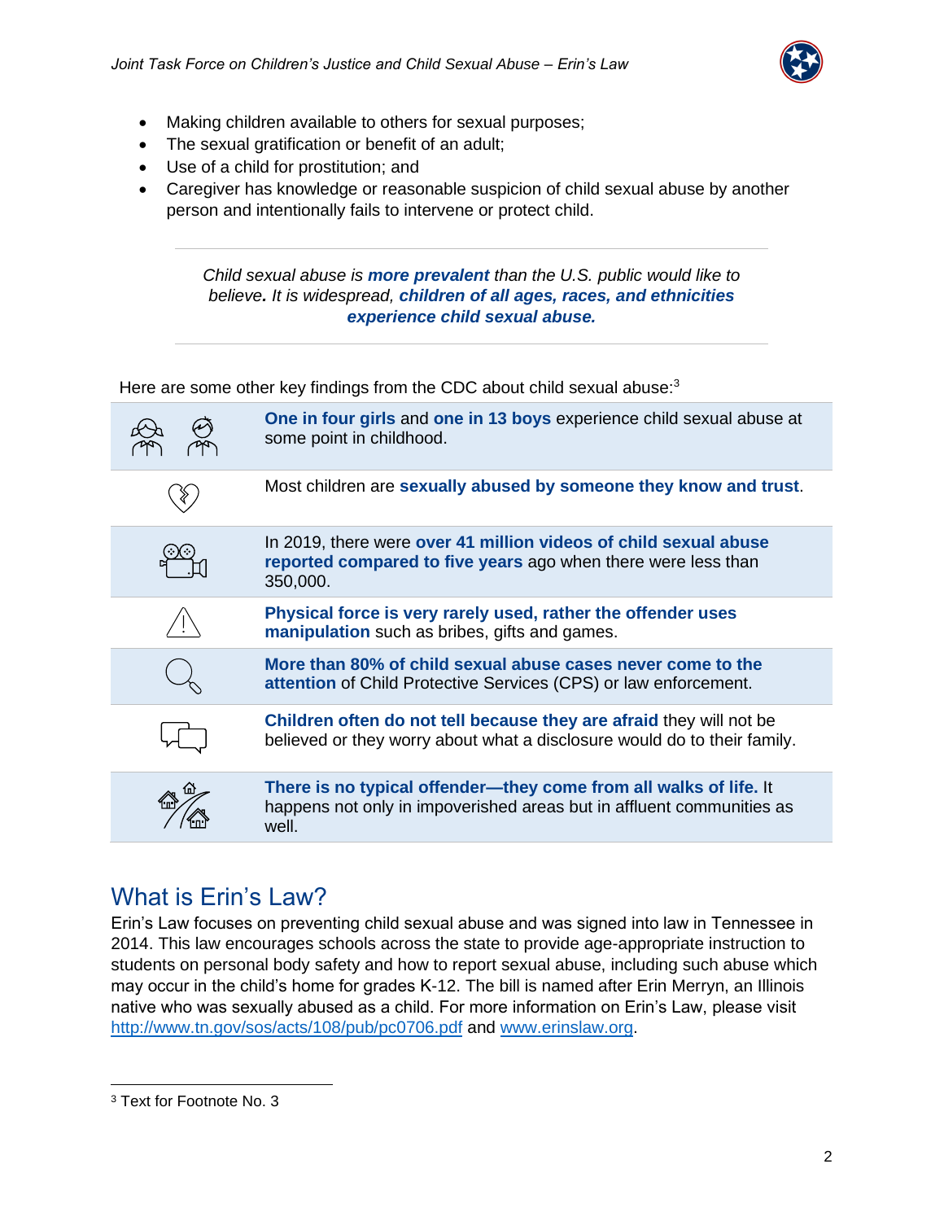- Making children available to others for sexual purposes;
- The sexual gratification or benefit of an adult;
- Use of a child for prostitution; and
- Caregiver has knowledge or reasonable suspicion of child sexual abuse by another person and intentionally fails to intervene or protect child.

---

*Child sexual abuse is **more prevalent** than the U.S. public would like to believe**.** It is widespread, **children of all ages, races, and ethnicities experience child sexual abuse.***

---

Here are some other key findings from the CDC about child sexual abuse:[3]

| | |
|---|---|
| | **One in four girls** and **one in 13 boys** experience child sexual abuse at some point in childhood. |
| | Most children are **sexually abused by someone they know and trust**. |
| | In 2019, there were **over 41 million videos of child sexual abuse reported compared to five years** ago when there were less than 350,000. |
| | **Physical force is very rarely used, rather the offender uses manipulation** such as bribes, gifts and games. |
| | **More than 80% of child sexual abuse cases never come to the attention** of Child Protective Services (CPS) or law enforcement. |
| | **Children often do not tell because they are afraid** they will not be believed or they worry about what a disclosure would do to their family. |
| | **There is no typical offender—they come from all walks of life.** It happens not only in impoverished areas but in affluent communities as well. |

## What is Erin's Law?

Erin's Law focuses on preventing child sexual abuse and was signed into law in Tennessee in 2014. This law encourages schools across the state to provide age-appropriate instruction to students on personal body safety and how to report sexual abuse, including such abuse which may occur in the child's home for grades K-12. The bill is named after Erin Merryn, an Illinois native who was sexually abused as a child. For more information on Erin's Law, please visit http://www.tn.gov/sos/acts/108/pub/pc0706.pdf and www.erinslaw.org.

---

[3] Text for Footnote No. 3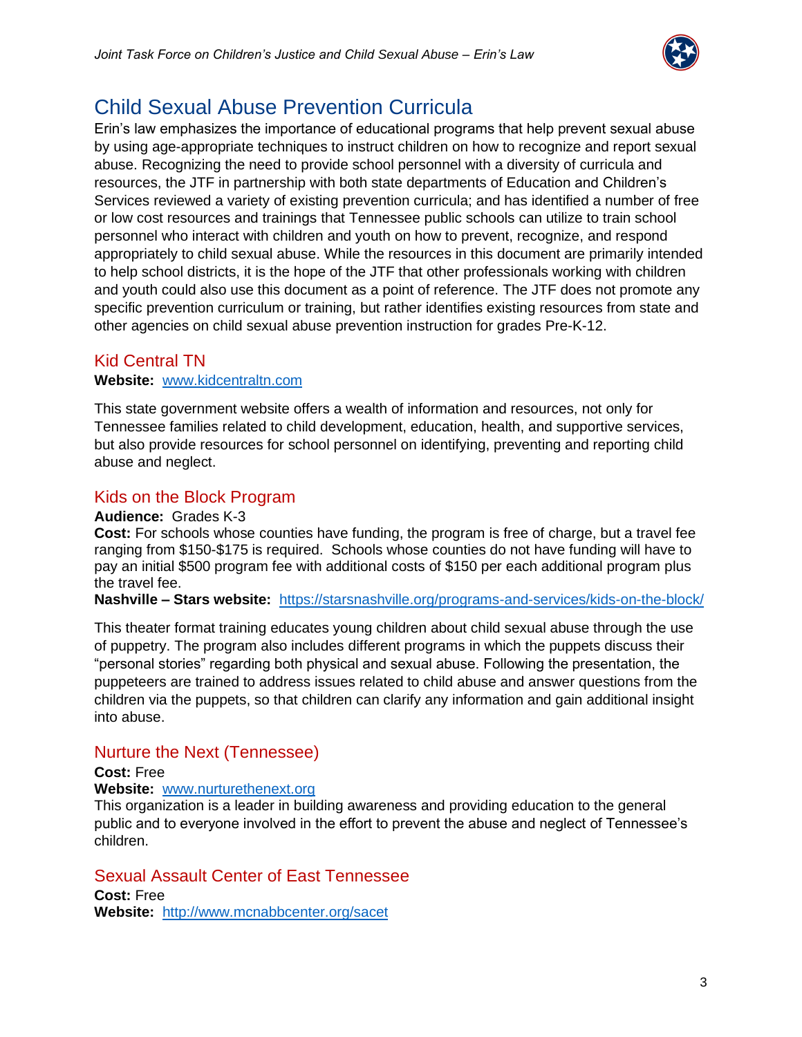# Child Sexual Abuse Prevention Curricula

Erin's law emphasizes the importance of educational programs that help prevent sexual abuse by using age-appropriate techniques to instruct children on how to recognize and report sexual abuse. Recognizing the need to provide school personnel with a diversity of curricula and resources, the JTF in partnership with both state departments of Education and Children's Services reviewed a variety of existing prevention curricula; and has identified a number of free or low cost resources and trainings that Tennessee public schools can utilize to train school personnel who interact with children and youth on how to prevent, recognize, and respond appropriately to child sexual abuse. While the resources in this document are primarily intended to help school districts, it is the hope of the JTF that other professionals working with children and youth could also use this document as a point of reference. The JTF does not promote any specific prevention curriculum or training, but rather identifies existing resources from state and other agencies on child sexual abuse prevention instruction for grades Pre-K-12.

## Kid Central TN

**Website:** [www.kidcentraltn.com](www.kidcentraltn.com)

This state government website offers a wealth of information and resources, not only for Tennessee families related to child development, education, health, and supportive services, but also provide resources for school personnel on identifying, preventing and reporting child abuse and neglect.

## Kids on the Block Program

**Audience:** Grades K-3
**Cost:** For schools whose counties have funding, the program is free of charge, but a travel fee ranging from $150-$175 is required. Schools whose counties do not have funding will have to pay an initial $500 program fee with additional costs of $150 per each additional program plus the travel fee.
**Nashville – Stars website:** [https://starsnashville.org/programs-and-services/kids-on-the-block/](https://starsnashville.org/programs-and-services/kids-on-the-block/)

This theater format training educates young children about child sexual abuse through the use of puppetry. The program also includes different programs in which the puppets discuss their "personal stories" regarding both physical and sexual abuse. Following the presentation, the puppeteers are trained to address issues related to child abuse and answer questions from the children via the puppets, so that children can clarify any information and gain additional insight into abuse.

## Nurture the Next (Tennessee)

**Cost:** Free
**Website:** [www.nurturethenext.org](www.nurturethenext.org)
This organization is a leader in building awareness and providing education to the general public and to everyone involved in the effort to prevent the abuse and neglect of Tennessee's children.

## Sexual Assault Center of East Tennessee

**Cost:** Free
**Website:** [http://www.mcnabbcenter.org/sacet](http://www.mcnabbcenter.org/sacet)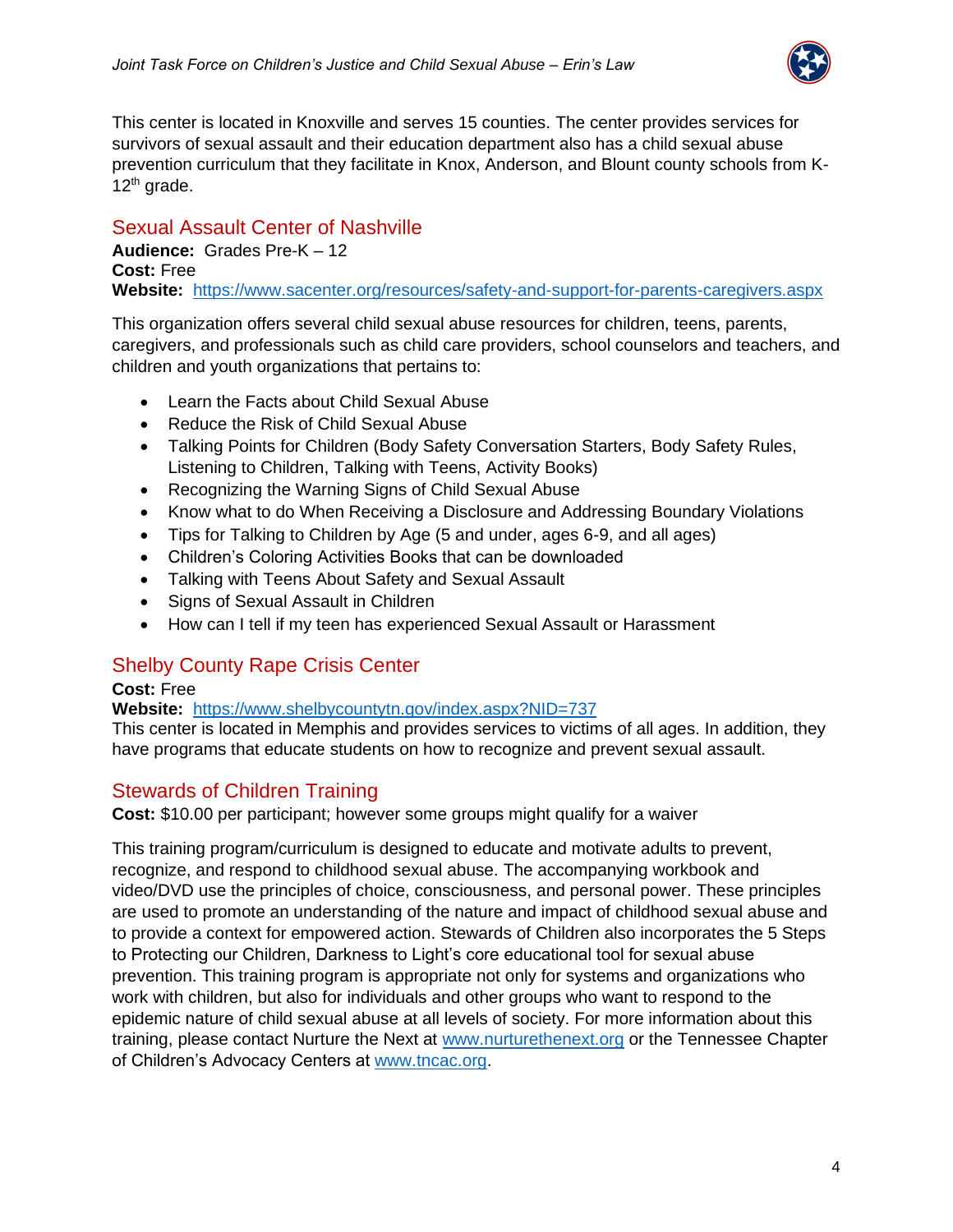This center is located in Knoxville and serves 15 counties. The center provides services for survivors of sexual assault and their education department also has a child sexual abuse prevention curriculum that they facilitate in Knox, Anderson, and Blount county schools from K-12th grade.

## Sexual Assault Center of Nashville

**Audience:** Grades Pre-K – 12
**Cost:** Free
**Website:** https://www.sacenter.org/resources/safety-and-support-for-parents-caregivers.aspx

This organization offers several child sexual abuse resources for children, teens, parents, caregivers, and professionals such as child care providers, school counselors and teachers, and children and youth organizations that pertains to:

- Learn the Facts about Child Sexual Abuse
- Reduce the Risk of Child Sexual Abuse
- Talking Points for Children (Body Safety Conversation Starters, Body Safety Rules, Listening to Children, Talking with Teens, Activity Books)
- Recognizing the Warning Signs of Child Sexual Abuse
- Know what to do When Receiving a Disclosure and Addressing Boundary Violations
- Tips for Talking to Children by Age (5 and under, ages 6-9, and all ages)
- Children's Coloring Activities Books that can be downloaded
- Talking with Teens About Safety and Sexual Assault
- Signs of Sexual Assault in Children
- How can I tell if my teen has experienced Sexual Assault or Harassment

## Shelby County Rape Crisis Center

**Cost:** Free
**Website:** https://www.shelbycountytn.gov/index.aspx?NID=737
This center is located in Memphis and provides services to victims of all ages. In addition, they have programs that educate students on how to recognize and prevent sexual assault.

## Stewards of Children Training

**Cost:** $10.00 per participant; however some groups might qualify for a waiver

This training program/curriculum is designed to educate and motivate adults to prevent, recognize, and respond to childhood sexual abuse. The accompanying workbook and video/DVD use the principles of choice, consciousness, and personal power. These principles are used to promote an understanding of the nature and impact of childhood sexual abuse and to provide a context for empowered action. Stewards of Children also incorporates the 5 Steps to Protecting our Children, Darkness to Light's core educational tool for sexual abuse prevention. This training program is appropriate not only for systems and organizations who work with children, but also for individuals and other groups who want to respond to the epidemic nature of child sexual abuse at all levels of society. For more information about this training, please contact Nurture the Next at www.nurturethenext.org or the Tennessee Chapter of Children's Advocacy Centers at www.tncac.org.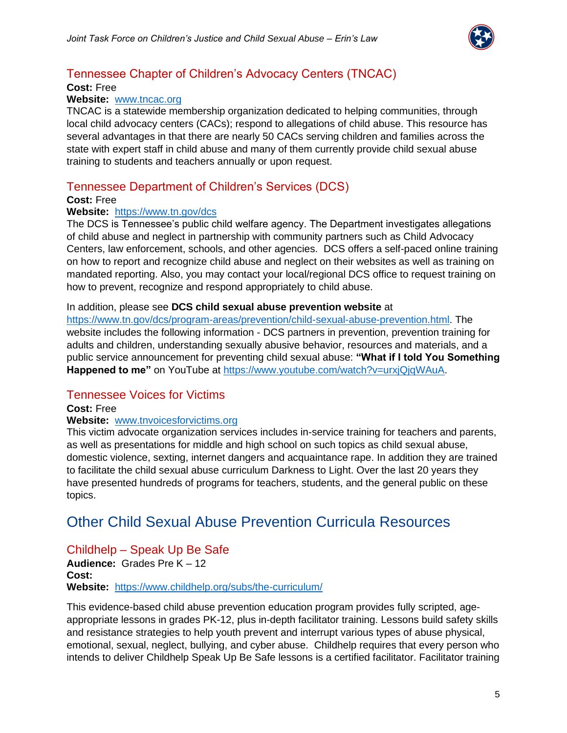## Tennessee Chapter of Children's Advocacy Centers (TNCAC)

**Cost:** Free
**Website:** www.tncac.org

TNCAC is a statewide membership organization dedicated to helping communities, through local child advocacy centers (CACs); respond to allegations of child abuse. This resource has several advantages in that there are nearly 50 CACs serving children and families across the state with expert staff in child abuse and many of them currently provide child sexual abuse training to students and teachers annually or upon request.

## Tennessee Department of Children's Services (DCS)

**Cost:** Free
**Website:** https://www.tn.gov/dcs

The DCS is Tennessee's public child welfare agency. The Department investigates allegations of child abuse and neglect in partnership with community partners such as Child Advocacy Centers, law enforcement, schools, and other agencies. DCS offers a self-paced online training on how to report and recognize child abuse and neglect on their websites as well as training on mandated reporting. Also, you may contact your local/regional DCS office to request training on how to prevent, recognize and respond appropriately to child abuse.

In addition, please see **DCS child sexual abuse prevention website** at https://www.tn.gov/dcs/program-areas/prevention/child-sexual-abuse-prevention.html. The website includes the following information - DCS partners in prevention, prevention training for adults and children, understanding sexually abusive behavior, resources and materials, and a public service announcement for preventing child sexual abuse: **"What if I told You Something Happened to me"** on YouTube at https://www.youtube.com/watch?v=urxjQjqWAuA.

## Tennessee Voices for Victims

**Cost:** Free
**Website:** www.tnvoicesforvictims.org

This victim advocate organization services includes in-service training for teachers and parents, as well as presentations for middle and high school on such topics as child sexual abuse, domestic violence, sexting, internet dangers and acquaintance rape. In addition they are trained to facilitate the child sexual abuse curriculum Darkness to Light. Over the last 20 years they have presented hundreds of programs for teachers, students, and the general public on these topics.

# Other Child Sexual Abuse Prevention Curricula Resources

## Childhelp – Speak Up Be Safe

**Audience:** Grades Pre K – 12
**Cost:**
**Website:** https://www.childhelp.org/subs/the-curriculum/

This evidence-based child abuse prevention education program provides fully scripted, age-appropriate lessons in grades PK-12, plus in-depth facilitator training. Lessons build safety skills and resistance strategies to help youth prevent and interrupt various types of abuse physical, emotional, sexual, neglect, bullying, and cyber abuse. Childhelp requires that every person who intends to deliver Childhelp Speak Up Be Safe lessons is a certified facilitator. Facilitator training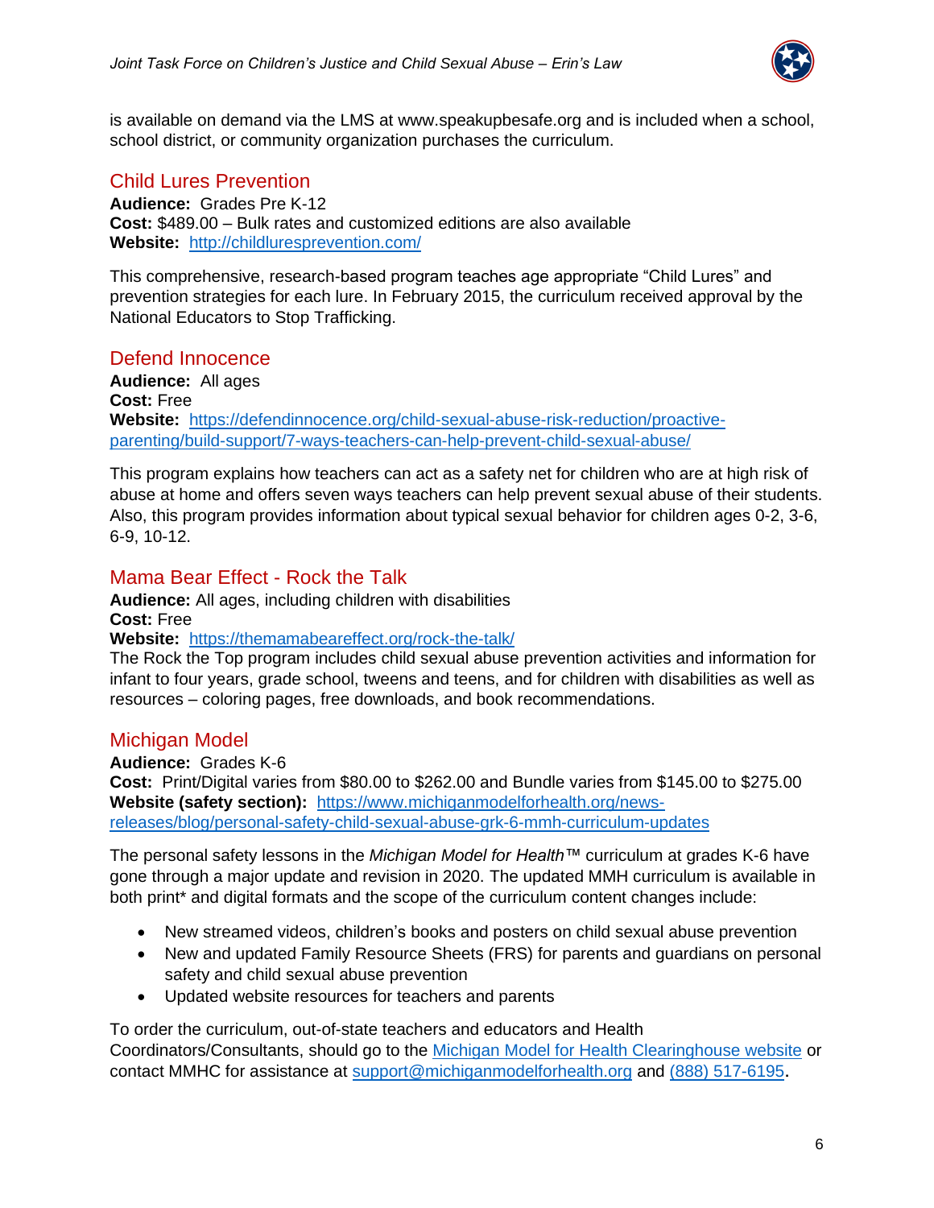is available on demand via the LMS at www.speakupbesafe.org and is included when a school, school district, or community organization purchases the curriculum.

## Child Lures Prevention

**Audience:** Grades Pre K-12
**Cost:** $489.00 – Bulk rates and customized editions are also available
**Website:** [http://childluresprevention.com/](http://childluresprevention.com/)

This comprehensive, research-based program teaches age appropriate "Child Lures" and prevention strategies for each lure. In February 2015, the curriculum received approval by the National Educators to Stop Trafficking.

## Defend Innocence

**Audience:** All ages
**Cost:** Free
**Website:** [https://defendinnocence.org/child-sexual-abuse-risk-reduction/proactive-parenting/build-support/7-ways-teachers-can-help-prevent-child-sexual-abuse/](https://defendinnocence.org/child-sexual-abuse-risk-reduction/proactive-parenting/build-support/7-ways-teachers-can-help-prevent-child-sexual-abuse/)

This program explains how teachers can act as a safety net for children who are at high risk of abuse at home and offers seven ways teachers can help prevent sexual abuse of their students. Also, this program provides information about typical sexual behavior for children ages 0-2, 3-6, 6-9, 10-12.

## Mama Bear Effect - Rock the Talk

**Audience:** All ages, including children with disabilities
**Cost:** Free
**Website:** [https://themamabeareffect.org/rock-the-talk/](https://themamabeareffect.org/rock-the-talk/)
The Rock the Top program includes child sexual abuse prevention activities and information for infant to four years, grade school, tweens and teens, and for children with disabilities as well as resources – coloring pages, free downloads, and book recommendations.

## Michigan Model

**Audience:** Grades K-6
**Cost:** Print/Digital varies from $80.00 to $262.00 and Bundle varies from $145.00 to $275.00
**Website (safety section):** [https://www.michiganmodelforhealth.org/news-releases/blog/personal-safety-child-sexual-abuse-grk-6-mmh-curriculum-updates](https://www.michiganmodelforhealth.org/news-releases/blog/personal-safety-child-sexual-abuse-grk-6-mmh-curriculum-updates)

The personal safety lessons in the *Michigan Model for Health*™ curriculum at grades K-6 have gone through a major update and revision in 2020. The updated MMH curriculum is available in both print* and digital formats and the scope of the curriculum content changes include:

- New streamed videos, children's books and posters on child sexual abuse prevention
- New and updated Family Resource Sheets (FRS) for parents and guardians on personal safety and child sexual abuse prevention
- Updated website resources for teachers and parents

To order the curriculum, out-of-state teachers and educators and Health Coordinators/Consultants, should go to the Michigan Model for Health Clearinghouse website or contact MMHC for assistance at support@michiganmodelforhealth.org and (888) 517-6195.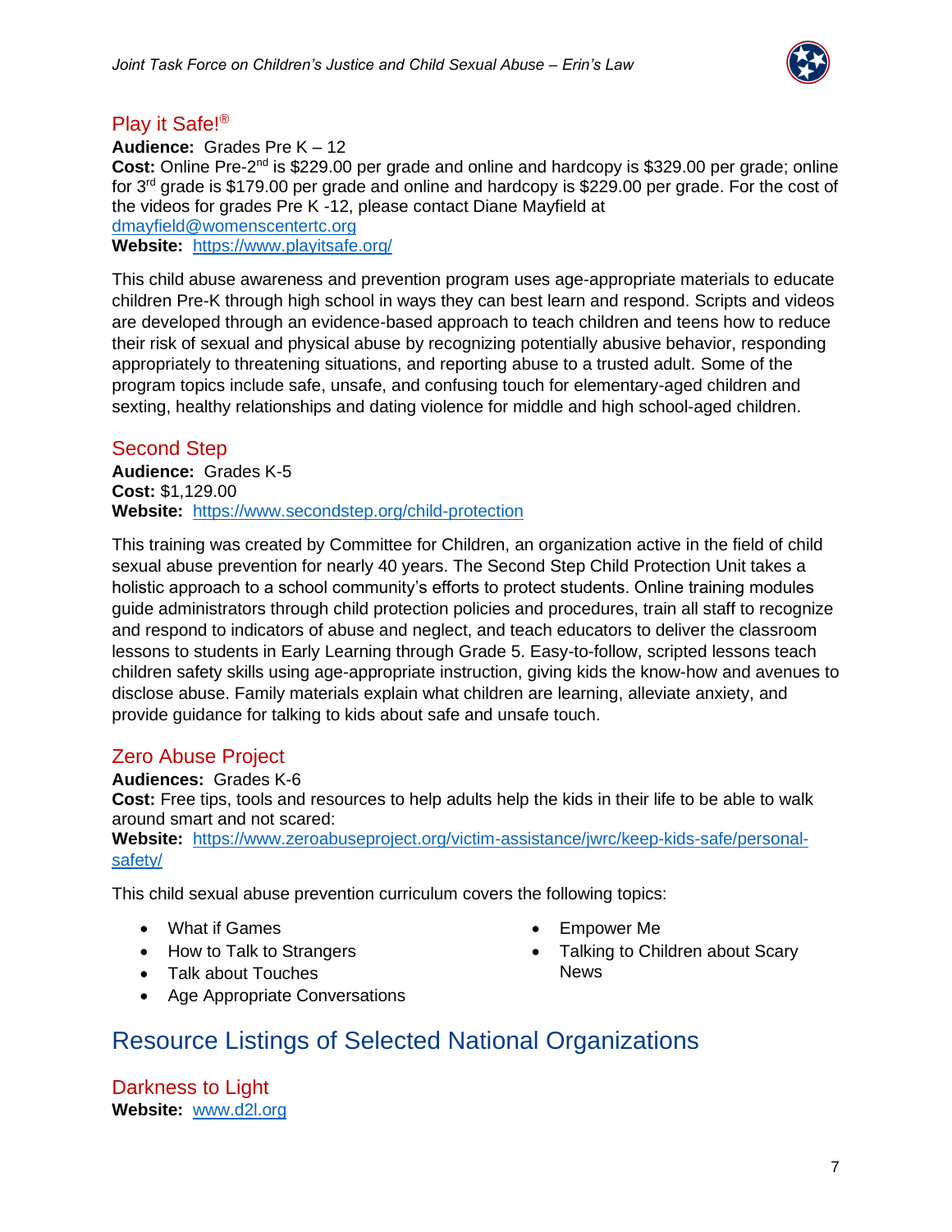## Play it Safe!®

**Audience:** Grades Pre K – 12
**Cost:** Online Pre-2nd is $229.00 per grade and online and hardcopy is $329.00 per grade; online for 3rd grade is $179.00 per grade and online and hardcopy is $229.00 per grade. For the cost of the videos for grades Pre K -12, please contact Diane Mayfield at dmayfield@womenscentertc.org
**Website:** https://www.playitsafe.org/

This child abuse awareness and prevention program uses age-appropriate materials to educate children Pre-K through high school in ways they can best learn and respond. Scripts and videos are developed through an evidence-based approach to teach children and teens how to reduce their risk of sexual and physical abuse by recognizing potentially abusive behavior, responding appropriately to threatening situations, and reporting abuse to a trusted adult. Some of the program topics include safe, unsafe, and confusing touch for elementary-aged children and sexting, healthy relationships and dating violence for middle and high school-aged children.

## Second Step

**Audience:** Grades K-5
**Cost:** $1,129.00
**Website:** https://www.secondstep.org/child-protection

This training was created by Committee for Children, an organization active in the field of child sexual abuse prevention for nearly 40 years. The Second Step Child Protection Unit takes a holistic approach to a school community's efforts to protect students. Online training modules guide administrators through child protection policies and procedures, train all staff to recognize and respond to indicators of abuse and neglect, and teach educators to deliver the classroom lessons to students in Early Learning through Grade 5. Easy-to-follow, scripted lessons teach children safety skills using age-appropriate instruction, giving kids the know-how and avenues to disclose abuse. Family materials explain what children are learning, alleviate anxiety, and provide guidance for talking to kids about safe and unsafe touch.

## Zero Abuse Project

**Audiences:** Grades K-6
**Cost:** Free tips, tools and resources to help adults help the kids in their life to be able to walk around smart and not scared:
**Website:** https://www.zeroabuseproject.org/victim-assistance/jwrc/keep-kids-safe/personal-safety/

This child sexual abuse prevention curriculum covers the following topics:

- What if Games
- How to Talk to Strangers
- Talk about Touches
- Age Appropriate Conversations
- Empower Me
- Talking to Children about Scary News

# Resource Listings of Selected National Organizations

## Darkness to Light

**Website:** www.d2l.org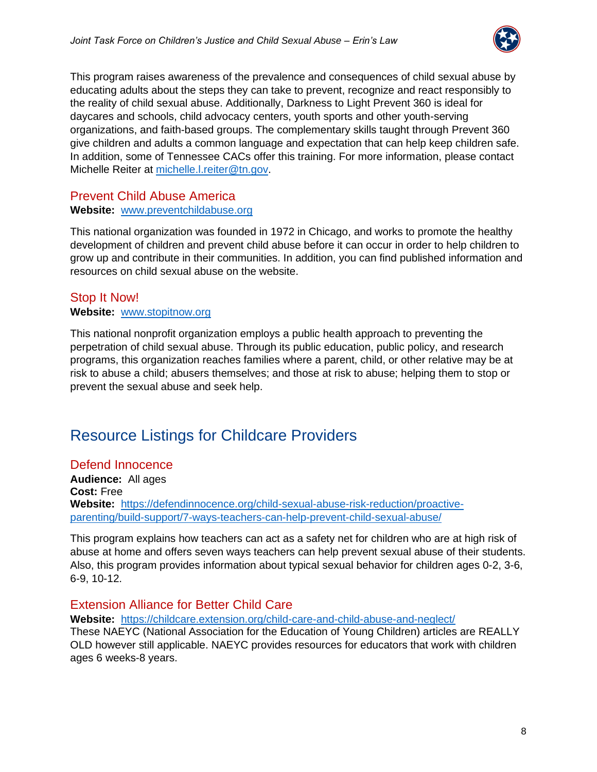This program raises awareness of the prevalence and consequences of child sexual abuse by educating adults about the steps they can take to prevent, recognize and react responsibly to the reality of child sexual abuse. Additionally, Darkness to Light Prevent 360 is ideal for daycares and schools, child advocacy centers, youth sports and other youth-serving organizations, and faith-based groups. The complementary skills taught through Prevent 360 give children and adults a common language and expectation that can help keep children safe. In addition, some of Tennessee CACs offer this training. For more information, please contact Michelle Reiter at [michelle.l.reiter@tn.gov](mailto:michelle.l.reiter@tn.gov).

### Prevent Child Abuse America

**Website:** [www.preventchildabuse.org](http://www.preventchildabuse.org)

This national organization was founded in 1972 in Chicago, and works to promote the healthy development of children and prevent child abuse before it can occur in order to help children to grow up and contribute in their communities. In addition, you can find published information and resources on child sexual abuse on the website.

### Stop It Now!

**Website:** [www.stopitnow.org](http://www.stopitnow.org)

This national nonprofit organization employs a public health approach to preventing the perpetration of child sexual abuse. Through its public education, public policy, and research programs, this organization reaches families where a parent, child, or other relative may be at risk to abuse a child; abusers themselves; and those at risk to abuse; helping them to stop or prevent the sexual abuse and seek help.

## Resource Listings for Childcare Providers

### Defend Innocence

**Audience:** All ages
**Cost:** Free
**Website:** [https://defendinnocence.org/child-sexual-abuse-risk-reduction/proactive-parenting/build-support/7-ways-teachers-can-help-prevent-child-sexual-abuse/](https://defendinnocence.org/child-sexual-abuse-risk-reduction/proactive-parenting/build-support/7-ways-teachers-can-help-prevent-child-sexual-abuse/)

This program explains how teachers can act as a safety net for children who are at high risk of abuse at home and offers seven ways teachers can help prevent sexual abuse of their students. Also, this program provides information about typical sexual behavior for children ages 0-2, 3-6, 6-9, 10-12.

### Extension Alliance for Better Child Care

**Website:** [https://childcare.extension.org/child-care-and-child-abuse-and-neglect/](https://childcare.extension.org/child-care-and-child-abuse-and-neglect/)
These NAEYC (National Association for the Education of Young Children) articles are REALLY OLD however still applicable. NAEYC provides resources for educators that work with children ages 6 weeks-8 years.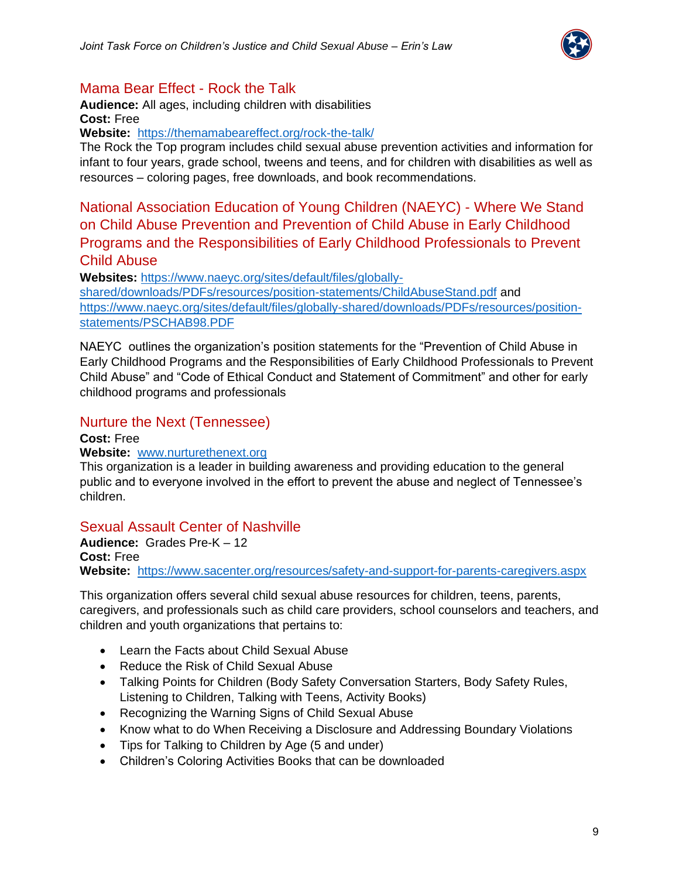## Mama Bear Effect - Rock the Talk

**Audience:** All ages, including children with disabilities
**Cost:** Free
**Website:** https://themamabeareffect.org/rock-the-talk/

The Rock the Top program includes child sexual abuse prevention activities and information for infant to four years, grade school, tweens and teens, and for children with disabilities as well as resources – coloring pages, free downloads, and book recommendations.

## National Association Education of Young Children (NAEYC) - Where We Stand on Child Abuse Prevention and Prevention of Child Abuse in Early Childhood Programs and the Responsibilities of Early Childhood Professionals to Prevent Child Abuse

**Websites:** https://www.naeyc.org/sites/default/files/globally-shared/downloads/PDFs/resources/position-statements/ChildAbuseStand.pdf and https://www.naeyc.org/sites/default/files/globally-shared/downloads/PDFs/resources/position-statements/PSCHAB98.PDF

NAEYC outlines the organization's position statements for the "Prevention of Child Abuse in Early Childhood Programs and the Responsibilities of Early Childhood Professionals to Prevent Child Abuse" and "Code of Ethical Conduct and Statement of Commitment" and other for early childhood programs and professionals

## Nurture the Next (Tennessee)

**Cost:** Free
**Website:** www.nurturethenext.org

This organization is a leader in building awareness and providing education to the general public and to everyone involved in the effort to prevent the abuse and neglect of Tennessee's children.

## Sexual Assault Center of Nashville

**Audience:** Grades Pre-K – 12
**Cost:** Free
**Website:** https://www.sacenter.org/resources/safety-and-support-for-parents-caregivers.aspx

This organization offers several child sexual abuse resources for children, teens, parents, caregivers, and professionals such as child care providers, school counselors and teachers, and children and youth organizations that pertains to:

- Learn the Facts about Child Sexual Abuse
- Reduce the Risk of Child Sexual Abuse
- Talking Points for Children (Body Safety Conversation Starters, Body Safety Rules, Listening to Children, Talking with Teens, Activity Books)
- Recognizing the Warning Signs of Child Sexual Abuse
- Know what to do When Receiving a Disclosure and Addressing Boundary Violations
- Tips for Talking to Children by Age (5 and under)
- Children's Coloring Activities Books that can be downloaded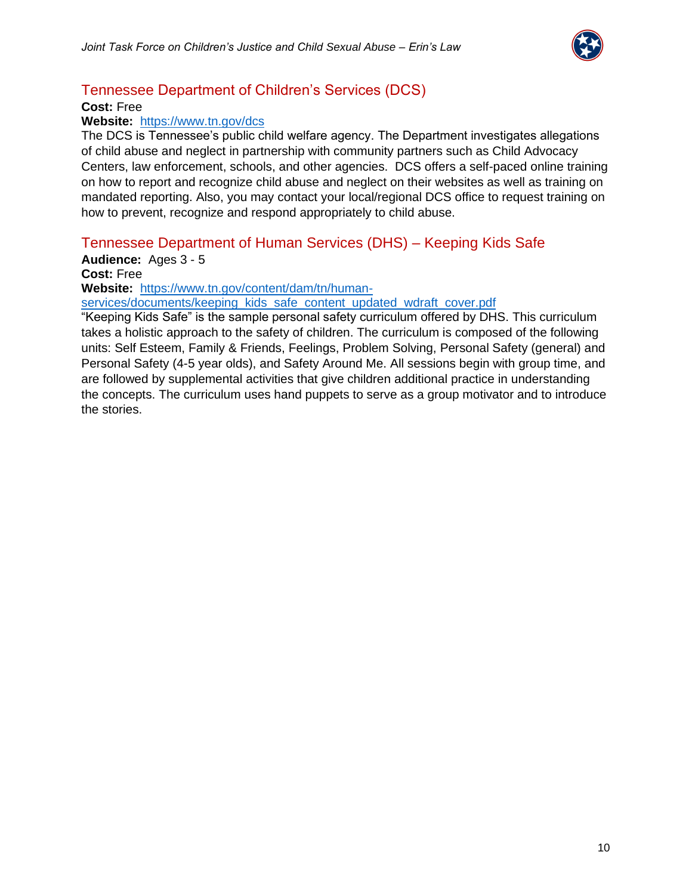## Tennessee Department of Children's Services (DCS)

**Cost:** Free

**Website:** https://www.tn.gov/dcs

The DCS is Tennessee's public child welfare agency. The Department investigates allegations of child abuse and neglect in partnership with community partners such as Child Advocacy Centers, law enforcement, schools, and other agencies. DCS offers a self-paced online training on how to report and recognize child abuse and neglect on their websites as well as training on mandated reporting. Also, you may contact your local/regional DCS office to request training on how to prevent, recognize and respond appropriately to child abuse.

## Tennessee Department of Human Services (DHS) – Keeping Kids Safe

**Audience:** Ages 3 - 5

**Cost:** Free

**Website:** https://www.tn.gov/content/dam/tn/human-services/documents/keeping_kids_safe_content_updated_wdraft_cover.pdf

"Keeping Kids Safe" is the sample personal safety curriculum offered by DHS. This curriculum takes a holistic approach to the safety of children. The curriculum is composed of the following units: Self Esteem, Family & Friends, Feelings, Problem Solving, Personal Safety (general) and Personal Safety (4-5 year olds), and Safety Around Me. All sessions begin with group time, and are followed by supplemental activities that give children additional practice in understanding the concepts. The curriculum uses hand puppets to serve as a group motivator and to introduce the stories.